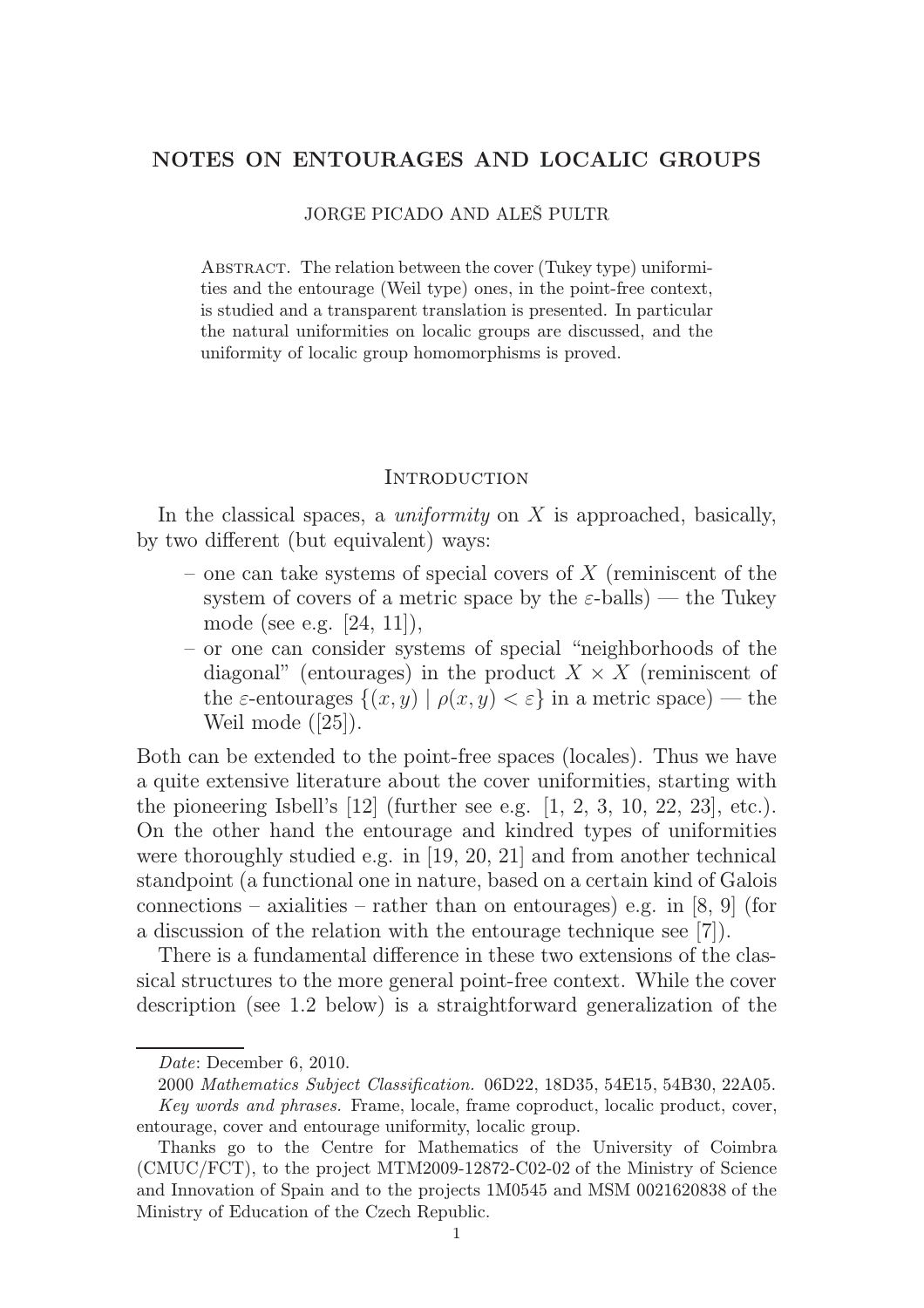# NOTES ON ENTOURAGES AND LOCALIC GROUPS

JORGE PICADO AND ALEŠ PULTR

ABSTRACT. The relation between the cover (Tukey type) uniformities and the entourage (Weil type) ones, in the point-free context, is studied and a transparent translation is presented. In particular the natural uniformities on localic groups are discussed, and the uniformity of localic group homomorphisms is proved.

## INTRODUCTION

In the classical spaces, a *uniformity* on $X$ is approached, basically, by two different (but equivalent) ways:

- one can take systems of special covers of $X$ (reminiscent of the system of covers of a metric space by the $\varepsilon$-balls) — the Tukey mode (see e.g. [24, 11]),
- or one can consider systems of special "neighborhoods of the diagonal" (entourages) in the product $X \times X$ (reminiscent of the $\varepsilon$-entourages $\{(x, y) \mid \rho(x, y) < \varepsilon\}$ in a metric space) — the Weil mode ([25]).

Both can be extended to the point-free spaces (locales). Thus we have a quite extensive literature about the cover uniformities, starting with the pioneering Isbell's [12] (further see e.g. [1, 2, 3, 10, 22, 23], etc.). On the other hand the entourage and kindred types of uniformities were thoroughly studied e.g. in [19, 20, 21] and from another technical standpoint (a functional one in nature, based on a certain kind of Galois connections – axialities – rather than on entourages) e.g. in [8, 9] (for a discussion of the relation with the entourage technique see [7]).

There is a fundamental difference in these two extensions of the classical structures to the more general point-free context. While the cover description (see 1.2 below) is a straightforward generalization of the

---

*Date*: December 6, 2010.

2000 *Mathematics Subject Classification.* 06D22, 18D35, 54E15, 54B30, 22A05.

*Key words and phrases.* Frame, locale, frame coproduct, localic product, cover, entourage, cover and entourage uniformity, localic group.

Thanks go to the Centre for Mathematics of the University of Coimbra (CMUC/FCT), to the project MTM2009-12872-C02-02 of the Ministry of Science and Innovation of Spain and to the projects 1M0545 and MSM 0021620838 of the Ministry of Education of the Czech Republic.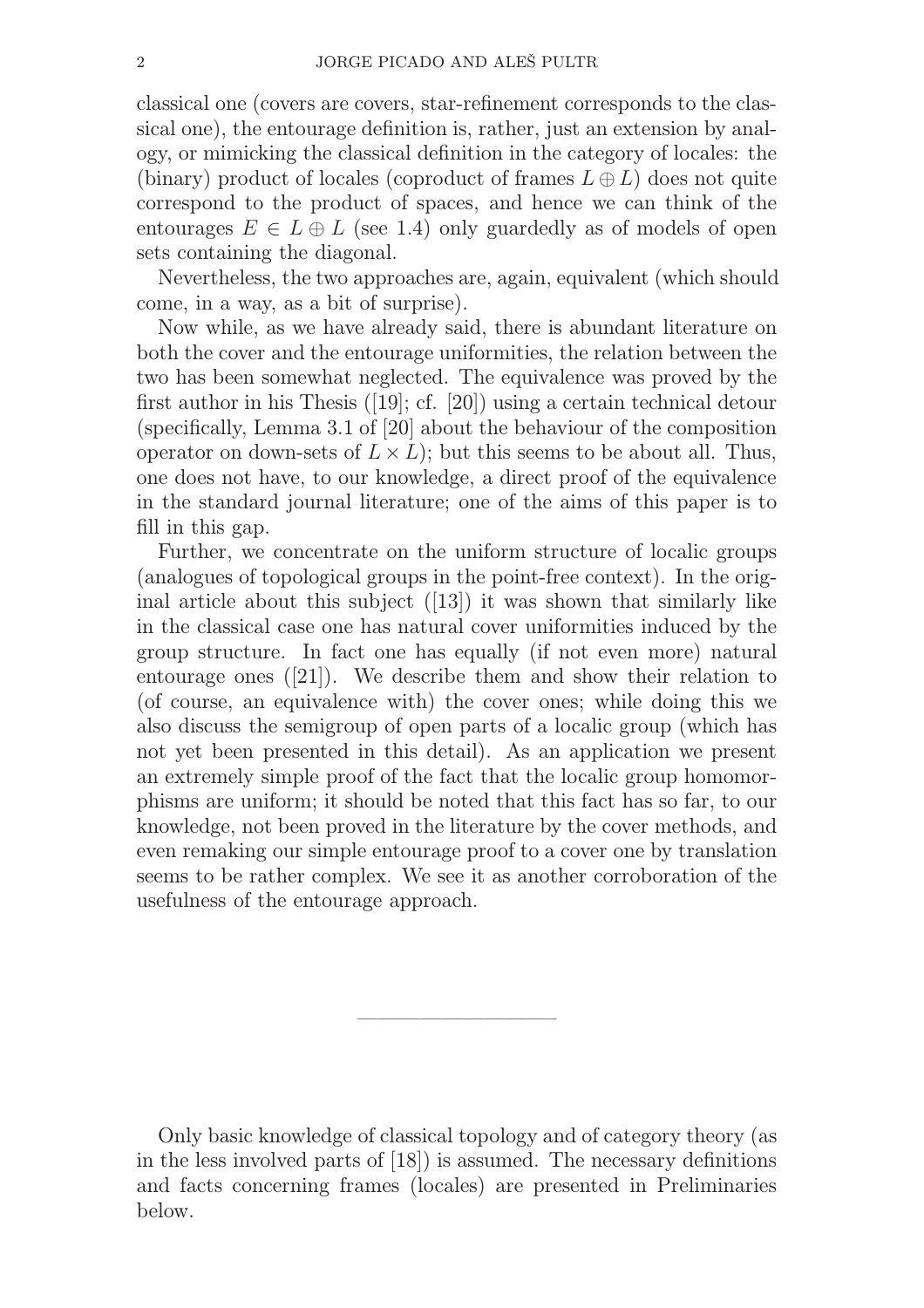classical one (covers are covers, star-refinement corresponds to the classical one), the entourage definition is, rather, just an extension by analogy, or mimicking the classical definition in the category of locales: the (binary) product of locales (coproduct of frames $L \oplus L$) does not quite correspond to the product of spaces, and hence we can think of the entourages $E \in L \oplus L$ (see 1.4) only guardedly as of models of open sets containing the diagonal.

Nevertheless, the two approaches are, again, equivalent (which should come, in a way, as a bit of surprise).

Now while, as we have already said, there is abundant literature on both the cover and the entourage uniformities, the relation between the two has been somewhat neglected. The equivalence was proved by the first author in his Thesis ([19]; cf. [20]) using a certain technical detour (specifically, Lemma 3.1 of [20] about the behaviour of the composition operator on down-sets of $L \times L$); but this seems to be about all. Thus, one does not have, to our knowledge, a direct proof of the equivalence in the standard journal literature; one of the aims of this paper is to fill in this gap.

Further, we concentrate on the uniform structure of localic groups (analogues of topological groups in the point-free context). In the original article about this subject ([13]) it was shown that similarly like in the classical case one has natural cover uniformities induced by the group structure. In fact one has equally (if not even more) natural entourage ones ([21]). We describe them and show their relation to (of course, an equivalence with) the cover ones; while doing this we also discuss the semigroup of open parts of a localic group (which has not yet been presented in this detail). As an application we present an extremely simple proof of the fact that the localic group homomorphisms are uniform; it should be noted that this fact has so far, to our knowledge, not been proved in the literature by the cover methods, and even remaking our simple entourage proof to a cover one by translation seems to be rather complex. We see it as another corroboration of the usefulness of the entourage approach.

---

Only basic knowledge of classical topology and of category theory (as in the less involved parts of [18]) is assumed. The necessary definitions and facts concerning frames (locales) are presented in Preliminaries below.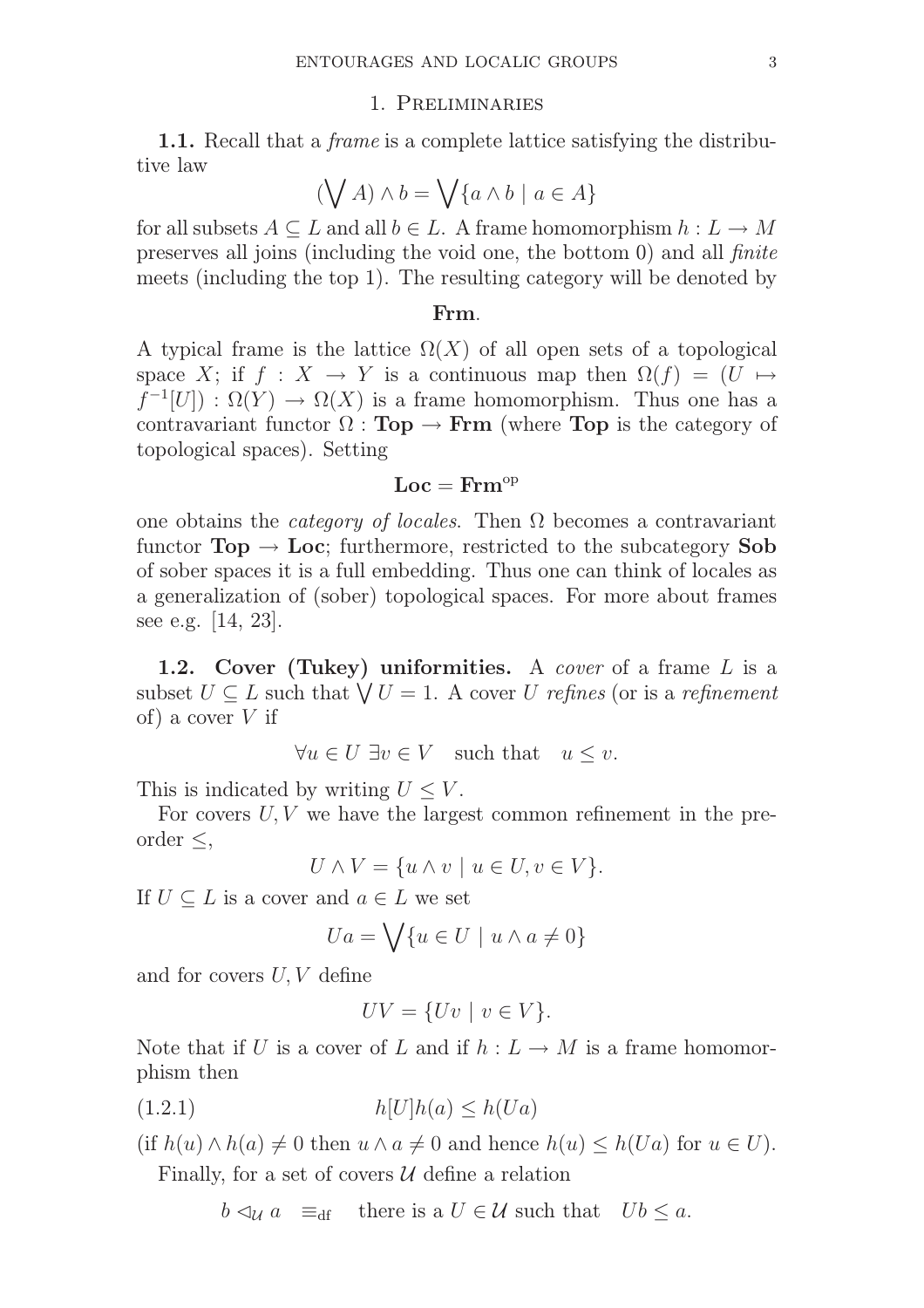## 1. Preliminaries

**1.1.** Recall that a *frame* is a complete lattice satisfying the distributive law

$$(\bigvee A) \wedge b = \bigvee\{a \wedge b \mid a \in A\}$$

for all subsets $A \subseteq L$ and all $b \in L$. A frame homomorphism $h : L \to M$ preserves all joins (including the void one, the bottom 0) and all *finite* meets (including the top 1). The resulting category will be denoted by

$$\mathbf{Frm}.$$

A typical frame is the lattice $\Omega(X)$ of all open sets of a topological space $X$; if $f : X \to Y$ is a continuous map then $\Omega(f) = (U \mapsto f^{-1}[U]) : \Omega(Y) \to \Omega(X)$ is a frame homomorphism. Thus one has a contravariant functor $\Omega : \mathbf{Top} \to \mathbf{Frm}$ (where $\mathbf{Top}$ is the category of topological spaces). Setting

$$\mathbf{Loc} = \mathbf{Frm}^{\mathrm{op}}$$

one obtains the *category of locales*. Then $\Omega$ becomes a contravariant functor $\mathbf{Top} \to \mathbf{Loc}$; furthermore, restricted to the subcategory $\mathbf{Sob}$ of sober spaces it is a full embedding. Thus one can think of locales as a generalization of (sober) topological spaces. For more about frames see e.g. [14, 23].

**1.2. Cover (Tukey) uniformities.** A *cover* of a frame $L$ is a subset $U \subseteq L$ such that $\bigvee U = 1$. A cover $U$ *refines* (or is a *refinement* of) a cover $V$ if

$$\forall u \in U \ \exists v \in V \quad \text{such that} \quad u \leq v.$$

This is indicated by writing $U \leq V$.

For covers $U, V$ we have the largest common refinement in the preorder $\leq$,

$$U \wedge V = \{u \wedge v \mid u \in U, v \in V\}.$$

If $U \subseteq L$ is a cover and $a \in L$ we set

$$Ua = \bigvee\{u \in U \mid u \wedge a \neq 0\}$$

and for covers $U, V$ define

$$UV = \{Uv \mid v \in V\}.$$

Note that if $U$ is a cover of $L$ and if $h : L \to M$ is a frame homomorphism then

$$h[U]h(a) \leq h(Ua) \tag{1.2.1}$$

(if $h(u) \wedge h(a) \neq 0$ then $u \wedge a \neq 0$ and hence $h(u) \leq h(Ua)$ for $u \in U$).

Finally, for a set of covers $\mathcal{U}$ define a relation

$$b \lhd_{\mathcal{U}} a \quad \equiv_{\mathrm{df}} \quad \text{there is a } U \in \mathcal{U} \text{ such that} \quad Ub \leq a.$$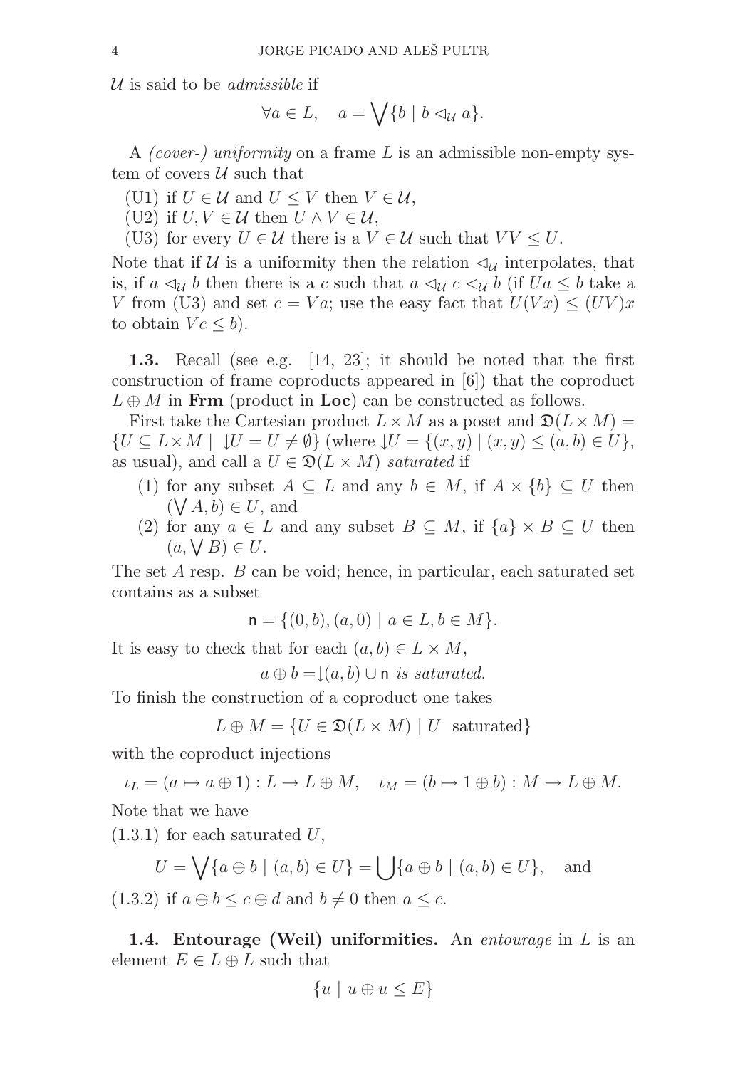$\mathcal{U}$ is said to be *admissible* if

$$\forall a \in L, \quad a = \bigvee\{b \mid b \lhd_{\mathcal{U}} a\}.$$

A *(cover-) uniformity* on a frame $L$ is an admissible non-empty system of covers $\mathcal{U}$ such that

(U1) if $U \in \mathcal{U}$ and $U \leq V$ then $V \in \mathcal{U}$,

(U2) if $U, V \in \mathcal{U}$ then $U \wedge V \in \mathcal{U}$,

(U3) for every $U \in \mathcal{U}$ there is a $V \in \mathcal{U}$ such that $VV \leq U$.

Note that if $\mathcal{U}$ is a uniformity then the relation $\lhd_{\mathcal{U}}$ interpolates, that is, if $a \lhd_{\mathcal{U}} b$ then there is a $c$ such that $a \lhd_{\mathcal{U}} c \lhd_{\mathcal{U}} b$ (if $Ua \leq b$ take a $V$ from (U3) and set $c = Va$; use the easy fact that $U(Vx) \leq (UV)x$ to obtain $Vc \leq b$).

**1.3.** Recall (see e.g. [14, 23]; it should be noted that the first construction of frame coproducts appeared in [6]) that the coproduct $L \oplus M$ in **Frm** (product in **Loc**) can be constructed as follows.

First take the Cartesian product $L \times M$ as a poset and $\mathfrak{D}(L \times M) = \{U \subseteq L \times M \mid \downarrow U = U \neq \emptyset\}$ (where $\downarrow U = \{(x, y) \mid (x, y) \leq (a, b) \in U\}$, as usual), and call a $U \in \mathfrak{D}(L \times M)$ *saturated* if

1. for any subset $A \subseteq L$ and any $b \in M$, if $A \times \{b\} \subseteq U$ then $(\bigvee A, b) \in U$, and
2. for any $a \in L$ and any subset $B \subseteq M$, if $\{a\} \times B \subseteq U$ then $(a, \bigvee B) \in U$.

The set $A$ resp. $B$ can be void; hence, in particular, each saturated set contains as a subset

$$\mathsf{n} = \{(0, b), (a, 0) \mid a \in L, b \in M\}.$$

It is easy to check that for each $(a, b) \in L \times M$,

$$a \oplus b = \downarrow(a, b) \cup \mathsf{n} \text{ is saturated.}$$

To finish the construction of a coproduct one takes

$$L \oplus M = \{U \in \mathfrak{D}(L \times M) \mid U \text{ saturated}\}$$

with the coproduct injections

$$\iota_L = (a \mapsto a \oplus 1) : L \to L \oplus M, \quad \iota_M = (b \mapsto 1 \oplus b) : M \to L \oplus M.$$

Note that we have

(1.3.1) for each saturated $U$,

$$U = \bigvee\{a \oplus b \mid (a, b) \in U\} = \bigcup\{a \oplus b \mid (a, b) \in U\}, \quad \text{and}$$

(1.3.2) if $a \oplus b \leq c \oplus d$ and $b \neq 0$ then $a \leq c$.

**1.4. Entourage (Weil) uniformities.** An *entourage* in $L$ is an element $E \in L \oplus L$ such that

$$\{u \mid u \oplus u \leq E\}$$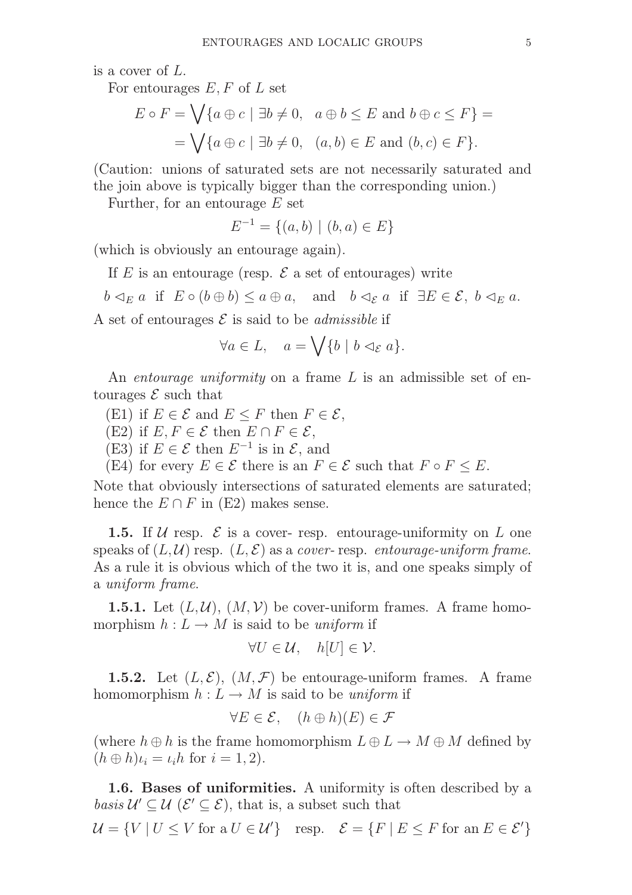is a cover of $L$.

For entourages $E, F$ of $L$ set

$$E \circ F = \bigvee\{a \oplus c \mid \exists b \neq 0, \quad a \oplus b \leq E \text{ and } b \oplus c \leq F\} =$$
$$= \bigvee\{a \oplus c \mid \exists b \neq 0, \quad (a, b) \in E \text{ and } (b, c) \in F\}.$$

(Caution: unions of saturated sets are not necessarily saturated and the join above is typically bigger than the corresponding union.)

Further, for an entourage $E$ set

$$E^{-1} = \{(a, b) \mid (b, a) \in E\}$$

(which is obviously an entourage again).

If $E$ is an entourage (resp. $\mathcal{E}$ a set of entourages) write

$$b \lhd_E a \text{ if } E \circ (b \oplus b) \leq a \oplus a, \quad \text{and} \quad b \lhd_{\mathcal{E}} a \text{ if } \exists E \in \mathcal{E},\ b \lhd_E a.$$

A set of entourages $\mathcal{E}$ is said to be *admissible* if

$$\forall a \in L, \quad a = \bigvee\{b \mid b \lhd_{\mathcal{E}} a\}.$$

An *entourage uniformity* on a frame $L$ is an admissible set of entourages $\mathcal{E}$ such that

(E1) if $E \in \mathcal{E}$ and $E \leq F$ then $F \in \mathcal{E}$,
(E2) if $E, F \in \mathcal{E}$ then $E \cap F \in \mathcal{E}$,
(E3) if $E \in \mathcal{E}$ then $E^{-1}$ is in $\mathcal{E}$, and
(E4) for every $E \in \mathcal{E}$ there is an $F \in \mathcal{E}$ such that $F \circ F \leq E$.

Note that obviously intersections of saturated elements are saturated; hence the $E \cap F$ in (E2) makes sense.

**1.5.** If $\mathcal{U}$ resp. $\mathcal{E}$ is a cover- resp. entourage-uniformity on $L$ one speaks of $(L, \mathcal{U})$ resp. $(L, \mathcal{E})$ as a *cover-* resp. *entourage-uniform frame*. As a rule it is obvious which of the two it is, and one speaks simply of a *uniform frame*.

**1.5.1.** Let $(L, \mathcal{U})$, $(M, \mathcal{V})$ be cover-uniform frames. A frame homomorphism $h : L \to M$ is said to be *uniform* if

$$\forall U \in \mathcal{U}, \quad h[U] \in \mathcal{V}.$$

**1.5.2.** Let $(L, \mathcal{E})$, $(M, \mathcal{F})$ be entourage-uniform frames. A frame homomorphism $h : L \to M$ is said to be *uniform* if

$$\forall E \in \mathcal{E}, \quad (h \oplus h)(E) \in \mathcal{F}$$

(where $h \oplus h$ is the frame homomorphism $L \oplus L \to M \oplus M$ defined by $(h \oplus h)\iota_i = \iota_i h$ for $i = 1, 2$).

**1.6. Bases of uniformities.** A uniformity is often described by a *basis* $\mathcal{U}' \subseteq \mathcal{U}$ ($\mathcal{E}' \subseteq \mathcal{E}$), that is, a subset such that

$$\mathcal{U} = \{V \mid U \leq V \text{ for a } U \in \mathcal{U}'\} \quad \text{resp.} \quad \mathcal{E} = \{F \mid E \leq F \text{ for an } E \in \mathcal{E}'\}$$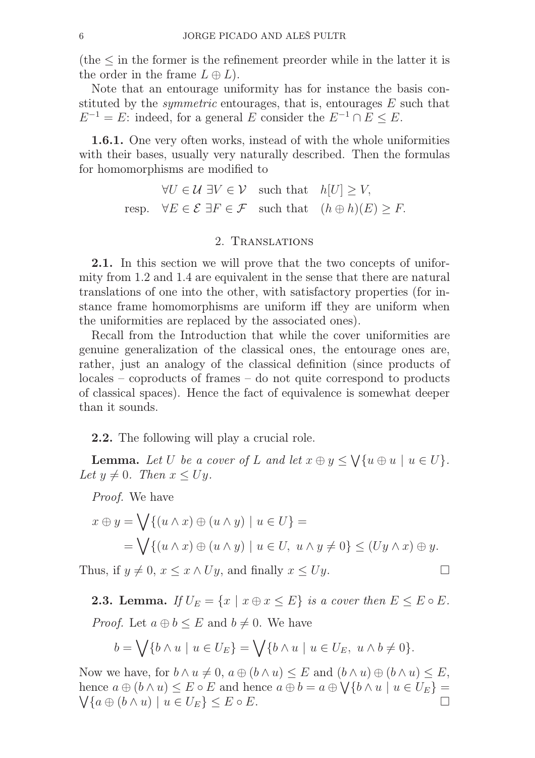(the $\leq$ in the former is the refinement preorder while in the latter it is the order in the frame $L \oplus L$).

Note that an entourage uniformity has for instance the basis constituted by the *symmetric* entourages, that is, entourages $E$ such that $E^{-1} = E$: indeed, for a general $E$ consider the $E^{-1} \cap E \leq E$.

**1.6.1.** One very often works, instead of with the whole uniformities with their bases, usually very naturally described. Then the formulas for homomorphisms are modified to

$$\begin{aligned} &\forall U \in \mathcal{U}\ \exists V \in \mathcal{V} \quad \text{such that} \quad h[U] \geq V, \\ \text{resp.} \quad &\forall E \in \mathcal{E}\ \exists F \in \mathcal{F} \quad \text{such that} \quad (h \oplus h)(E) \geq F. \end{aligned}$$

## 2. Translations

**2.1.** In this section we will prove that the two concepts of uniformity from 1.2 and 1.4 are equivalent in the sense that there are natural translations of one into the other, with satisfactory properties (for instance frame homomorphisms are uniform iff they are uniform when the uniformities are replaced by the associated ones).

Recall from the Introduction that while the cover uniformities are genuine generalization of the classical ones, the entourage ones are, rather, just an analogy of the classical definition (since products of locales – coproducts of frames – do not quite correspond to products of classical spaces). Hence the fact of equivalence is somewhat deeper than it sounds.

**2.2.** The following will play a crucial role.

**Lemma.** *Let $U$ be a cover of $L$ and let $x \oplus y \leq \bigvee\{u \oplus u \mid u \in U\}$. Let $y \neq 0$. Then $x \leq Uy$.*

*Proof.* We have

$$\begin{aligned} x \oplus y &= \bigvee\{(u \wedge x) \oplus (u \wedge y) \mid u \in U\} = \\ &= \bigvee\{(u \wedge x) \oplus (u \wedge y) \mid u \in U,\ u \wedge y \neq 0\} \leq (Uy \wedge x) \oplus y. \end{aligned}$$

Thus, if $y \neq 0$, $x \leq x \wedge Uy$, and finally $x \leq Uy$. $\square$

**2.3. Lemma.** *If $U_E = \{x \mid x \oplus x \leq E\}$ is a cover then $E \leq E \circ E$.*

*Proof.* Let $a \oplus b \leq E$ and $b \neq 0$. We have

$$b = \bigvee\{b \wedge u \mid u \in U_E\} = \bigvee\{b \wedge u \mid u \in U_E,\ u \wedge b \neq 0\}.$$

Now we have, for $b \wedge u \neq 0$, $a \oplus (b \wedge u) \leq E$ and $(b \wedge u) \oplus (b \wedge u) \leq E$, hence $a \oplus (b \wedge u) \leq E \circ E$ and hence $a \oplus b = a \oplus \bigvee\{b \wedge u \mid u \in U_E\} = \bigvee\{a \oplus (b \wedge u) \mid u \in U_E\} \leq E \circ E$. $\square$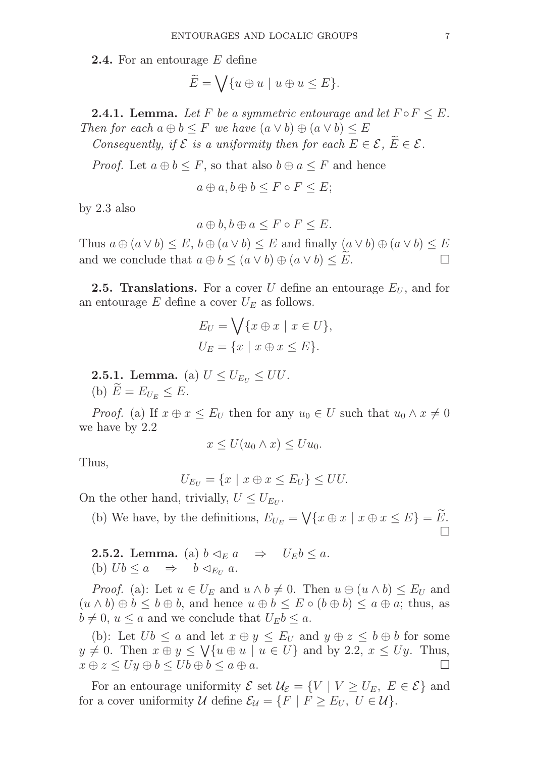**2.4.** For an entourage $E$ define

$$\widetilde{E} = \bigvee\{u \oplus u \mid u \oplus u \le E\}.$$

**2.4.1. Lemma.** *Let $F$ be a symmetric entourage and let $F \circ F \le E$. Then for each $a \oplus b \le F$ we have $(a \vee b) \oplus (a \vee b) \le E$*

*Consequently, if $\mathcal{E}$ is a uniformity then for each $E \in \mathcal{E}$, $\widetilde{E} \in \mathcal{E}$.*

*Proof.* Let $a \oplus b \le F$, so that also $b \oplus a \le F$ and hence

$$a \oplus a, b \oplus b \le F \circ F \le E;$$

by 2.3 also

$$a \oplus b, b \oplus a \le F \circ F \le E.$$

Thus $a \oplus (a \vee b) \le E$, $b \oplus (a \vee b) \le E$ and finally $(a \vee b) \oplus (a \vee b) \le E$ and we conclude that $a \oplus b \le (a \vee b) \oplus (a \vee b) \le \widetilde{E}$. □

**2.5. Translations.** For a cover $U$ define an entourage $E_U$, and for an entourage $E$ define a cover $U_E$ as follows.

$$E_U = \bigvee\{x \oplus x \mid x \in U\},$$
$$U_E = \{x \mid x \oplus x \le E\}.$$

**2.5.1. Lemma.** (a) $U \le U_{E_U} \le UU$.
(b) $\widetilde{E} = E_{U_E} \le E$.

*Proof.* (a) If $x \oplus x \le E_U$ then for any $u_0 \in U$ such that $u_0 \wedge x \ne 0$ we have by 2.2

$$x \le U(u_0 \wedge x) \le Uu_0.$$

Thus,

$$U_{E_U} = \{x \mid x \oplus x \le E_U\} \le UU.$$

On the other hand, trivially, $U \le U_{E_U}$.

(b) We have, by the definitions, $E_{U_E} = \bigvee\{x \oplus x \mid x \oplus x \le E\} = \widetilde{E}$. □

**2.5.2. Lemma.** (a) $b \lhd_E a \quad \Rightarrow \quad U_E b \le a$.
(b) $Ub \le a \quad \Rightarrow \quad b \lhd_{E_U} a$.

*Proof.* (a): Let $u \in U_E$ and $u \wedge b \ne 0$. Then $u \oplus (u \wedge b) \le E_U$ and $(u \wedge b) \oplus b \le b \oplus b$, and hence $u \oplus b \le E \circ (b \oplus b) \le a \oplus a$; thus, as $b \ne 0$, $u \le a$ and we conclude that $U_E b \le a$.

(b): Let $Ub \le a$ and let $x \oplus y \le E_U$ and $y \oplus z \le b \oplus b$ for some $y \ne 0$. Then $x \oplus y \le \bigvee\{u \oplus u \mid u \in U\}$ and by 2.2, $x \le Uy$. Thus, $x \oplus z \le Uy \oplus b \le Ub \oplus b \le a \oplus a$. □

For an entourage uniformity $\mathcal{E}$ set $\mathcal{U}_{\mathcal{E}} = \{V \mid V \ge U_E,\ E \in \mathcal{E}\}$ and for a cover uniformity $\mathcal{U}$ define $\mathcal{E}_{\mathcal{U}} = \{F \mid F \ge E_U,\ U \in \mathcal{U}\}$.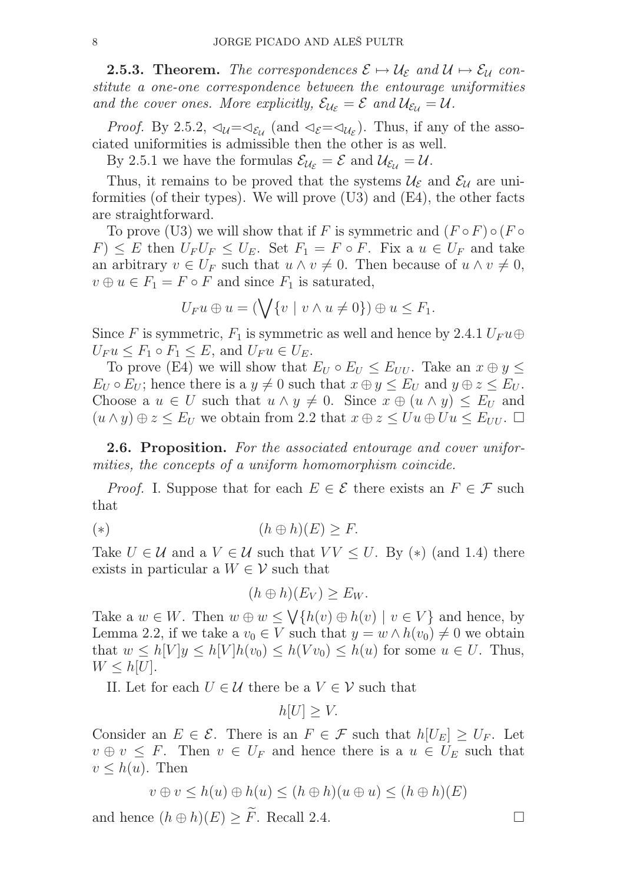**2.5.3. Theorem.** *The correspondences $\mathcal{E} \mapsto \mathcal{U}_\mathcal{E}$ and $\mathcal{U} \mapsto \mathcal{E}_\mathcal{U}$ constitute a one-one correspondence between the entourage uniformities and the cover ones. More explicitly, $\mathcal{E}_{\mathcal{U}_\mathcal{E}} = \mathcal{E}$ and $\mathcal{U}_{\mathcal{E}_\mathcal{U}} = \mathcal{U}$.*

*Proof.* By 2.5.2, $\lhd_\mathcal{U} = \lhd_{\mathcal{E}_\mathcal{U}}$ (and $\lhd_\mathcal{E} = \lhd_{\mathcal{U}_\mathcal{E}}$). Thus, if any of the associated uniformities is admissible then the other is as well.

By 2.5.1 we have the formulas $\mathcal{E}_{\mathcal{U}_\mathcal{E}} = \mathcal{E}$ and $\mathcal{U}_{\mathcal{E}_\mathcal{U}} = \mathcal{U}$.

Thus, it remains to be proved that the systems $\mathcal{U}_\mathcal{E}$ and $\mathcal{E}_\mathcal{U}$ are uniformities (of their types). We will prove (U3) and (E4), the other facts are straightforward.

To prove (U3) we will show that if $F$ is symmetric and $(F \circ F) \circ (F \circ F) \leq E$ then $U_F U_F \leq U_E$. Set $F_1 = F \circ F$. Fix a $u \in U_F$ and take an arbitrary $v \in U_F$ such that $u \wedge v \neq 0$. Then because of $u \wedge v \neq 0$, $v \oplus u \in F_1 = F \circ F$ and since $F_1$ is saturated,

$$U_F u \oplus u = (\bigvee \{v \mid v \wedge u \neq 0\}) \oplus u \leq F_1.$$

Since $F$ is symmetric, $F_1$ is symmetric as well and hence by 2.4.1 $U_F u \oplus U_F u \leq F_1 \circ F_1 \leq E$, and $U_F u \in U_E$.

To prove (E4) we will show that $E_U \circ E_U \leq E_{UU}$. Take an $x \oplus y \leq E_U \circ E_U$; hence there is a $y \neq 0$ such that $x \oplus y \leq E_U$ and $y \oplus z \leq E_U$. Choose a $u \in U$ such that $u \wedge y \neq 0$. Since $x \oplus (u \wedge y) \leq E_U$ and $(u \wedge y) \oplus z \leq E_U$ we obtain from 2.2 that $x \oplus z \leq Uu \oplus Uu \leq E_{UU}$. $\square$

**2.6. Proposition.** *For the associated entourage and cover uniformities, the concepts of a uniform homomorphism coincide.*

*Proof.* I. Suppose that for each $E \in \mathcal{E}$ there exists an $F \in \mathcal{F}$ such that

$$(*) \qquad (h \oplus h)(E) \geq F.$$

Take $U \in \mathcal{U}$ and a $V \in \mathcal{U}$ such that $VV \leq U$. By $(*)$ (and 1.4) there exists in particular a $W \in \mathcal{V}$ such that

$$(h \oplus h)(E_V) \geq E_W.$$

Take a $w \in W$. Then $w \oplus w \leq \bigvee \{h(v) \oplus h(v) \mid v \in V\}$ and hence, by Lemma 2.2, if we take a $v_0 \in V$ such that $y = w \wedge h(v_0) \neq 0$ we obtain that $w \leq h[V]y \leq h[V]h(v_0) \leq h(Vv_0) \leq h(u)$ for some $u \in U$. Thus, $W \leq h[U]$.

II. Let for each $U \in \mathcal{U}$ there be a $V \in \mathcal{V}$ such that

$$h[U] \geq V.$$

Consider an $E \in \mathcal{E}$. There is an $F \in \mathcal{F}$ such that $h[U_E] \geq U_F$. Let $v \oplus v \leq F$. Then $v \in U_F$ and hence there is a $u \in U_E$ such that $v \leq h(u)$. Then

$$v \oplus v \leq h(u) \oplus h(u) \leq (h \oplus h)(u \oplus u) \leq (h \oplus h)(E)$$

and hence $(h \oplus h)(E) \geq \widetilde{F}$. Recall 2.4. $\square$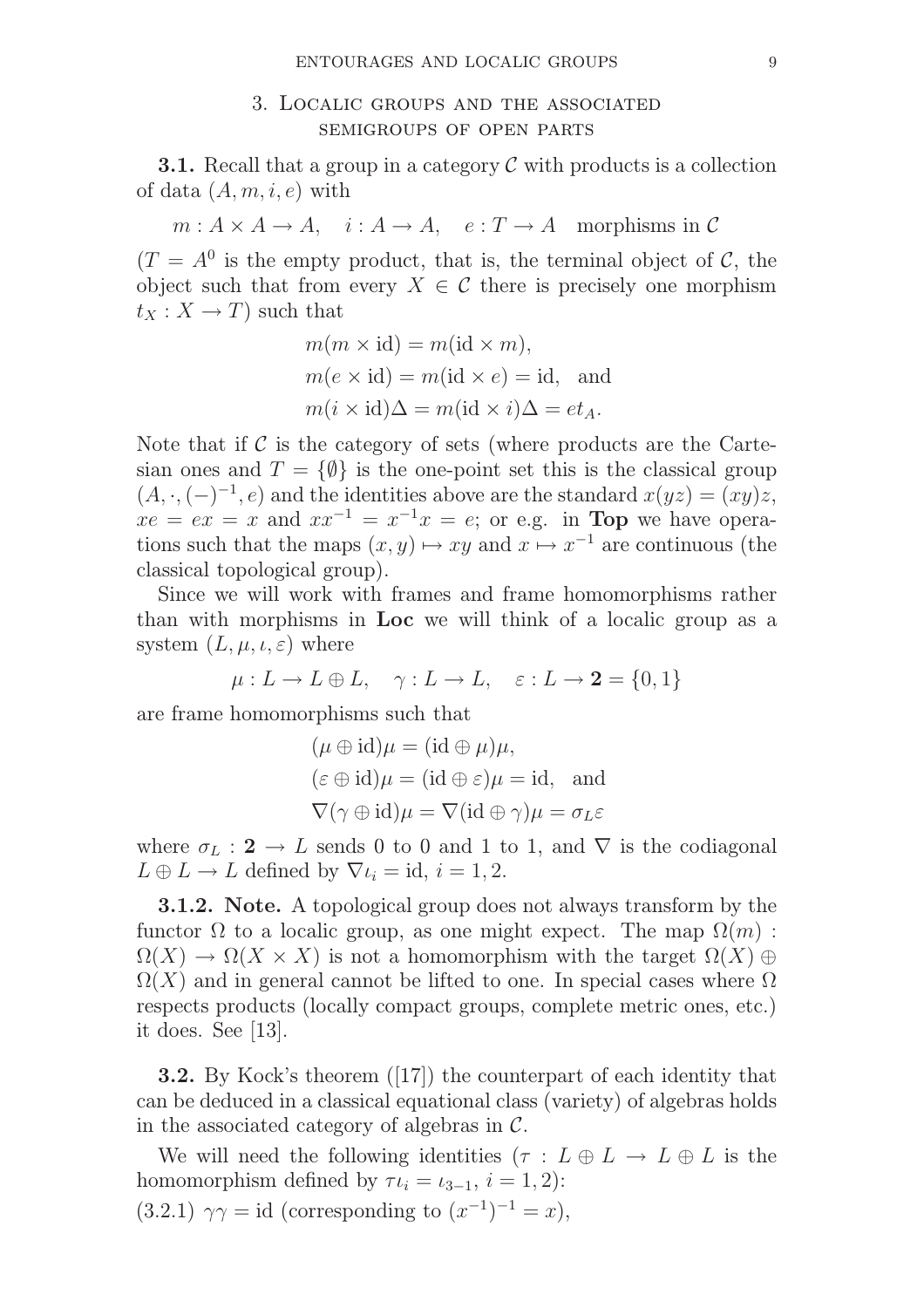## 3. Localic groups and the associated semigroups of open parts

**3.1.** Recall that a group in a category $\mathcal{C}$ with products is a collection of data $(A, m, i, e)$ with

$$m : A \times A \to A, \quad i : A \to A, \quad e : T \to A \quad \text{morphisms in } \mathcal{C}$$

($T = A^0$ is the empty product, that is, the terminal object of $\mathcal{C}$, the object such that from every $X \in \mathcal{C}$ there is precisely one morphism $t_X : X \to T$) such that

$$m(m \times \mathrm{id}) = m(\mathrm{id} \times m),$$
$$m(e \times \mathrm{id}) = m(\mathrm{id} \times e) = \mathrm{id}, \quad \text{and}$$
$$m(i \times \mathrm{id})\Delta = m(\mathrm{id} \times i)\Delta = et_A.$$

Note that if $\mathcal{C}$ is the category of sets (where products are the Cartesian ones and $T = \{\emptyset\}$ is the one-point set this is the classical group $(A, \cdot, (-)^{-1}, e)$ and the identities above are the standard $x(yz) = (xy)z$, $xe = ex = x$ and $xx^{-1} = x^{-1}x = e$; or e.g. in **Top** we have operations such that the maps $(x, y) \mapsto xy$ and $x \mapsto x^{-1}$ are continuous (the classical topological group).

Since we will work with frames and frame homomorphisms rather than with morphisms in **Loc** we will think of a localic group as a system $(L, \mu, \iota, \varepsilon)$ where

$$\mu : L \to L \oplus L, \quad \gamma : L \to L, \quad \varepsilon : L \to \mathbf{2} = \{0, 1\}$$

are frame homomorphisms such that

$$(\mu \oplus \mathrm{id})\mu = (\mathrm{id} \oplus \mu)\mu,$$
$$(\varepsilon \oplus \mathrm{id})\mu = (\mathrm{id} \oplus \varepsilon)\mu = \mathrm{id}, \quad \text{and}$$
$$\nabla(\gamma \oplus \mathrm{id})\mu = \nabla(\mathrm{id} \oplus \gamma)\mu = \sigma_L\varepsilon$$

where $\sigma_L : \mathbf{2} \to L$ sends 0 to 0 and 1 to 1, and $\nabla$ is the codiagonal $L \oplus L \to L$ defined by $\nabla\iota_i = \mathrm{id}$, $i = 1, 2$.

**3.1.2. Note.** A topological group does not always transform by the functor $\Omega$ to a localic group, as one might expect. The map $\Omega(m) : \Omega(X) \to \Omega(X \times X)$ is not a homomorphism with the target $\Omega(X) \oplus \Omega(X)$ and in general cannot be lifted to one. In special cases where $\Omega$ respects products (locally compact groups, complete metric ones, etc.) it does. See [13].

**3.2.** By Kock's theorem ([17]) the counterpart of each identity that can be deduced in a classical equational class (variety) of algebras holds in the associated category of algebras in $\mathcal{C}$.

We will need the following identities ($\tau : L \oplus L \to L \oplus L$ is the homomorphism defined by $\tau\iota_i = \iota_{3-1}$, $i = 1, 2$):

(3.2.1) $\gamma\gamma = \mathrm{id}$ (corresponding to $(x^{-1})^{-1} = x$),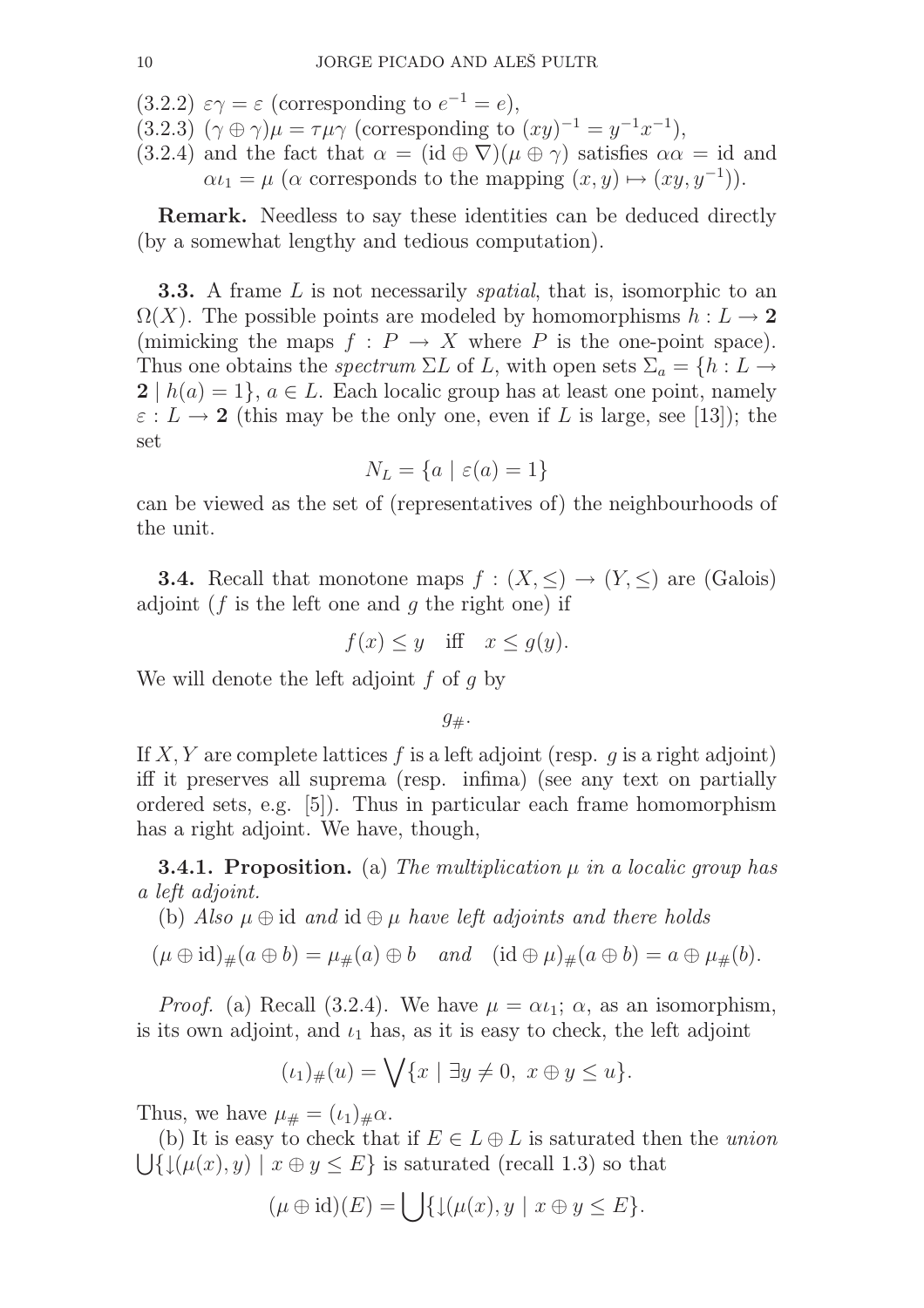(3.2.2) $\varepsilon\gamma = \varepsilon$ (corresponding to $e^{-1} = e$),

(3.2.3) $(\gamma \oplus \gamma)\mu = \tau\mu\gamma$ (corresponding to $(xy)^{-1} = y^{-1}x^{-1}$),

(3.2.4) and the fact that $\alpha = (\mathrm{id} \oplus \nabla)(\mu \oplus \gamma)$ satisfies $\alpha\alpha = \mathrm{id}$ and $\alpha\iota_1 = \mu$ ($\alpha$ corresponds to the mapping $(x, y) \mapsto (xy, y^{-1})$).

**Remark.** Needless to say these identities can be deduced directly (by a somewhat lengthy and tedious computation).

**3.3.** A frame $L$ is not necessarily *spatial*, that is, isomorphic to an $\Omega(X)$. The possible points are modeled by homomorphisms $h : L \to \mathbf{2}$ (mimicking the maps $f : P \to X$ where $P$ is the one-point space). Thus one obtains the *spectrum* $\Sigma L$ of $L$, with open sets $\Sigma_a = \{h : L \to \mathbf{2} \mid h(a) = 1\}$, $a \in L$. Each localic group has at least one point, namely $\varepsilon : L \to \mathbf{2}$ (this may be the only one, even if $L$ is large, see [13]); the set

$$N_L = \{a \mid \varepsilon(a) = 1\}$$

can be viewed as the set of (representatives of) the neighbourhoods of the unit.

**3.4.** Recall that monotone maps $f : (X, \leq) \to (Y, \leq)$ are (Galois) adjoint ($f$ is the left one and $g$ the right one) if

$$f(x) \leq y \quad \text{iff} \quad x \leq g(y).$$

We will denote the left adjoint $f$ of $g$ by

$$g_{\#}.$$

If $X, Y$ are complete lattices $f$ is a left adjoint (resp. $g$ is a right adjoint) iff it preserves all suprema (resp. infima) (see any text on partially ordered sets, e.g. [5]). Thus in particular each frame homomorphism has a right adjoint. We have, though,

**3.4.1. Proposition.** (a) *The multiplication $\mu$ in a localic group has a left adjoint.*

(b) *Also $\mu \oplus \mathrm{id}$ and $\mathrm{id} \oplus \mu$ have left adjoints and there holds*

$$(\mu \oplus \mathrm{id})_{\#}(a \oplus b) = \mu_{\#}(a) \oplus b \quad \textit{and} \quad (\mathrm{id} \oplus \mu)_{\#}(a \oplus b) = a \oplus \mu_{\#}(b).$$

*Proof.* (a) Recall (3.2.4). We have $\mu = \alpha\iota_1$; $\alpha$, as an isomorphism, is its own adjoint, and $\iota_1$ has, as it is easy to check, the left adjoint

$$(\iota_1)_{\#}(u) = \bigvee\{x \mid \exists y \neq 0,\ x \oplus y \leq u\}.$$

Thus, we have $\mu_{\#} = (\iota_1)_{\#}\alpha$.

(b) It is easy to check that if $E \in L \oplus L$ is saturated then the *union* $\bigcup\{\downarrow(\mu(x), y) \mid x \oplus y \leq E\}$ is saturated (recall 1.3) so that

$$(\mu \oplus \mathrm{id})(E) = \bigcup\{\downarrow(\mu(x), y \mid x \oplus y \leq E\}.$$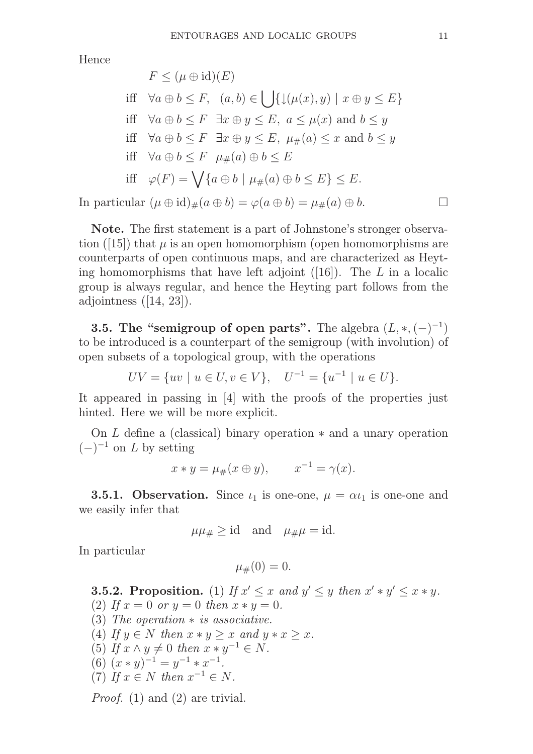Hence

$$
\begin{aligned}
& F \leq (\mu \oplus \mathrm{id})(E) \\
\text{iff} \quad & \forall a \oplus b \leq F, \ \ (a,b) \in \bigcup \{ \downarrow(\mu(x), y) \mid x \oplus y \leq E \} \\
\text{iff} \quad & \forall a \oplus b \leq F \ \ \exists x \oplus y \leq E, \ a \leq \mu(x) \text{ and } b \leq y \\
\text{iff} \quad & \forall a \oplus b \leq F \ \ \exists x \oplus y \leq E, \ \mu_{\#}(a) \leq x \text{ and } b \leq y \\
\text{iff} \quad & \forall a \oplus b \leq F \ \ \mu_{\#}(a) \oplus b \leq E \\
\text{iff} \quad & \varphi(F) = \bigvee \{ a \oplus b \mid \mu_{\#}(a) \oplus b \leq E \} \leq E.
\end{aligned}
$$

In particular $(\mu \oplus \mathrm{id})_{\#}(a \oplus b) = \varphi(a \oplus b) = \mu_{\#}(a) \oplus b$. □

**Note.** The first statement is a part of Johnstone's stronger observation ([15]) that $\mu$ is an open homomorphism (open homomorphisms are counterparts of open continuous maps, and are characterized as Heyting homomorphisms that have left adjoint ([16]). The $L$ in a localic group is always regular, and hence the Heyting part follows from the adjointness ([14, 23]).

**3.5. The "semigroup of open parts".** The algebra $(L, *, (-)^{-1})$ to be introduced is a counterpart of the semigroup (with involution) of open subsets of a topological group, with the operations

$$UV = \{uv \mid u \in U, v \in V\}, \quad U^{-1} = \{u^{-1} \mid u \in U\}.$$

It appeared in passing in [4] with the proofs of the properties just hinted. Here we will be more explicit.

On $L$ define a (classical) binary operation $*$ and a unary operation $(-)^{-1}$ on $L$ by setting

$$x * y = \mu_{\#}(x \oplus y), \qquad x^{-1} = \gamma(x).$$

**3.5.1. Observation.** Since $\iota_1$ is one-one, $\mu = \alpha\iota_1$ is one-one and we easily infer that

$$\mu\mu_{\#} \geq \mathrm{id} \quad \text{and} \quad \mu_{\#}\mu = \mathrm{id}.$$

In particular

$$\mu_{\#}(0) = 0.$$

**3.5.2. Proposition.** (1) *If $x' \leq x$ and $y' \leq y$ then $x' * y' \leq x * y$.*
(2) *If $x = 0$ or $y = 0$ then $x * y = 0$.*
(3) *The operation $*$ is associative.*
(4) *If $y \in N$ then $x * y \geq x$ and $y * x \geq x$.*
(5) *If $x \wedge y \neq 0$ then $x * y^{-1} \in N$.*
(6) $(x * y)^{-1} = y^{-1} * x^{-1}$.
(7) *If $x \in N$ then $x^{-1} \in N$.*

*Proof.* (1) and (2) are trivial.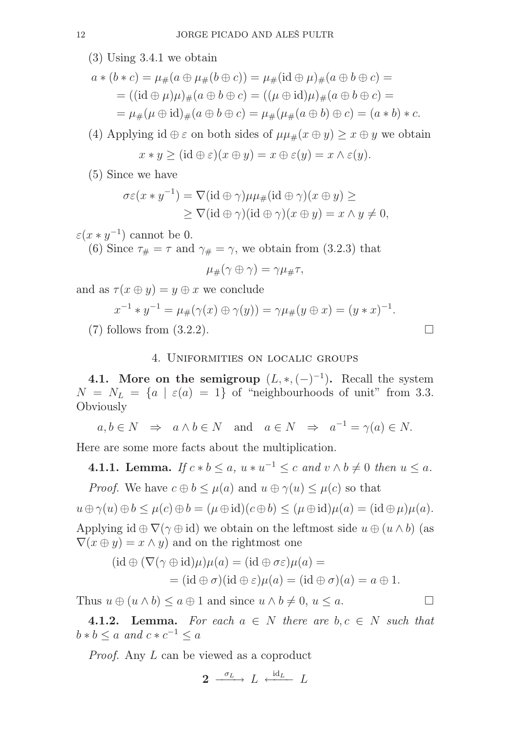(3) Using 3.4.1 we obtain

$$\begin{aligned}
a * (b * c) &= \mu_\#(a \oplus \mu_\#(b \oplus c)) = \mu_\#(\mathrm{id} \oplus \mu)_\#(a \oplus b \oplus c) = \\
&= ((\mathrm{id} \oplus \mu)\mu)_\#(a \oplus b \oplus c) = ((\mu \oplus \mathrm{id})\mu)_\#(a \oplus b \oplus c) = \\
&= \mu_\#(\mu \oplus \mathrm{id})_\#(a \oplus b \oplus c) = \mu_\#(\mu_\#(a \oplus b) \oplus c) = (a * b) * c.
\end{aligned}$$

(4) Applying $\mathrm{id} \oplus \varepsilon$ on both sides of $\mu\mu_\#(x \oplus y) \geq x \oplus y$ we obtain

$$x * y \geq (\mathrm{id} \oplus \varepsilon)(x \oplus y) = x \oplus \varepsilon(y) = x \wedge \varepsilon(y).$$

(5) Since we have

$$\begin{aligned}
\sigma\varepsilon(x * y^{-1}) &= \nabla(\mathrm{id} \oplus \gamma)\mu\mu_\#(\mathrm{id} \oplus \gamma)(x \oplus y) \geq \\
&\geq \nabla(\mathrm{id} \oplus \gamma)(\mathrm{id} \oplus \gamma)(x \oplus y) = x \wedge y \neq 0,
\end{aligned}$$

$\varepsilon(x * y^{-1})$ cannot be 0.

(6) Since $\tau_\# = \tau$ and $\gamma_\# = \gamma$, we obtain from (3.2.3) that

$$\mu_\#(\gamma \oplus \gamma) = \gamma\mu_\#\tau,$$

and as $\tau(x \oplus y) = y \oplus x$ we conclude

$$x^{-1} * y^{-1} = \mu_\#(\gamma(x) \oplus \gamma(y)) = \gamma\mu_\#(y \oplus x) = (y * x)^{-1}.$$

(7) follows from (3.2.2). □

## 4. Uniformities on localic groups

**4.1. More on the semigroup $(L, *, (-)^{-1})$.** Recall the system $N = N_L = \{a \mid \varepsilon(a) = 1\}$ of "neighbourhoods of unit" from 3.3. Obviously

$$a, b \in N \;\Rightarrow\; a \wedge b \in N \quad \text{and} \quad a \in N \;\Rightarrow\; a^{-1} = \gamma(a) \in N.$$

Here are some more facts about the multiplication.

**4.1.1. Lemma.** *If $c * b \leq a$, $u * u^{-1} \leq c$ and $v \wedge b \neq 0$ then $u \leq a$.*

*Proof.* We have $c \oplus b \leq \mu(a)$ and $u \oplus \gamma(u) \leq \mu(c)$ so that

$$u \oplus \gamma(u) \oplus b \leq \mu(c) \oplus b = (\mu \oplus \mathrm{id})(c \oplus b) \leq (\mu \oplus \mathrm{id})\mu(a) = (\mathrm{id} \oplus \mu)\mu(a).$$

Applying $\mathrm{id} \oplus \nabla(\gamma \oplus \mathrm{id})$ we obtain on the leftmost side $u \oplus (u \wedge b)$ (as $\nabla(x \oplus y) = x \wedge y$) and on the rightmost one

$$\begin{aligned}
(\mathrm{id} \oplus (\nabla(\gamma \oplus \mathrm{id})\mu)\mu(a) &= (\mathrm{id} \oplus \sigma\varepsilon)\mu(a) = \\
&= (\mathrm{id} \oplus \sigma)(\mathrm{id} \oplus \varepsilon)\mu(a) = (\mathrm{id} \oplus \sigma)(a) = a \oplus 1.
\end{aligned}$$

Thus $u \oplus (u \wedge b) \leq a \oplus 1$ and since $u \wedge b \neq 0$, $u \leq a$. □

**4.1.2. Lemma.** *For each $a \in N$ there are $b, c \in N$ such that $b * b \leq a$ and $c * c^{-1} \leq a$*

*Proof.* Any $L$ can be viewed as a coproduct

$$\mathbf{2} \xrightarrow{\;\sigma_L\;} L \xleftarrow{\;\mathrm{id}_L\;} L$$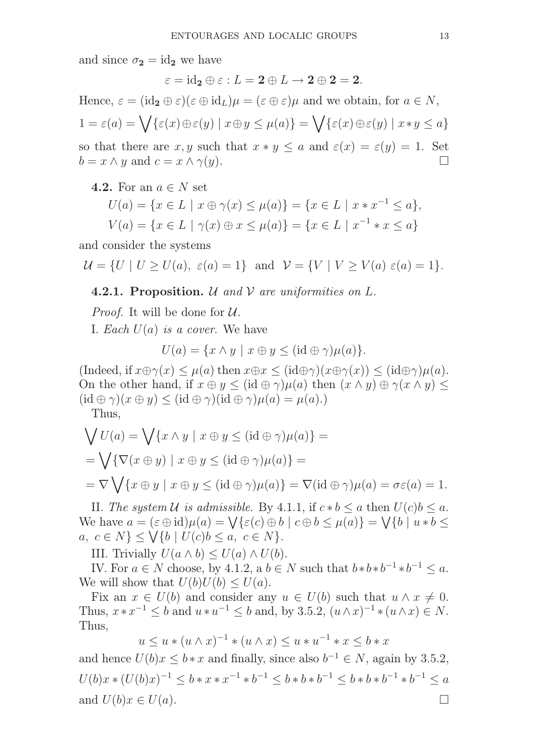and since $\sigma_{\mathbf{2}} = \mathrm{id}_{\mathbf{2}}$ we have

$$\varepsilon = \mathrm{id}_{\mathbf{2}} \oplus \varepsilon : L = \mathbf{2} \oplus L \to \mathbf{2} \oplus \mathbf{2} = \mathbf{2}.$$

Hence, $\varepsilon = (\mathrm{id}_{\mathbf{2}} \oplus \varepsilon)(\varepsilon \oplus \mathrm{id}_L)\mu = (\varepsilon \oplus \varepsilon)\mu$ and we obtain, for $a \in N$,

$$1 = \varepsilon(a) = \bigvee\{\varepsilon(x) \oplus \varepsilon(y) \mid x \oplus y \leq \mu(a)\} = \bigvee\{\varepsilon(x) \oplus \varepsilon(y) \mid x * y \leq a\}$$

so that there are $x, y$ such that $x * y \leq a$ and $\varepsilon(x) = \varepsilon(y) = 1$. Set $b = x \wedge y$ and $c = x \wedge \gamma(y)$. $\square$

**4.2.** For an $a \in N$ set

$$U(a) = \{x \in L \mid x \oplus \gamma(x) \leq \mu(a)\} = \{x \in L \mid x * x^{-1} \leq a\},$$
$$V(a) = \{x \in L \mid \gamma(x) \oplus x \leq \mu(a)\} = \{x \in L \mid x^{-1} * x \leq a\}$$

and consider the systems

$$\mathcal{U} = \{U \mid U \geq U(a),\ \varepsilon(a) = 1\} \ \text{ and } \ \mathcal{V} = \{V \mid V \geq V(a)\ \varepsilon(a) = 1\}.$$

**4.2.1. Proposition.** *$\mathcal{U}$ and $\mathcal{V}$ are uniformities on $L$.*

*Proof.* It will be done for $\mathcal{U}$.

I. *Each $U(a)$ is a cover.* We have

$$U(a) = \{x \wedge y \mid x \oplus y \leq (\mathrm{id} \oplus \gamma)\mu(a)\}.$$

(Indeed, if $x \oplus \gamma(x) \leq \mu(a)$ then $x \oplus x \leq (\mathrm{id} \oplus \gamma)(x \oplus \gamma(x)) \leq (\mathrm{id} \oplus \gamma)\mu(a)$. On the other hand, if $x \oplus y \leq (\mathrm{id} \oplus \gamma)\mu(a)$ then $(x \wedge y) \oplus \gamma(x \wedge y) \leq (\mathrm{id} \oplus \gamma)(x \oplus y) \leq (\mathrm{id} \oplus \gamma)(\mathrm{id} \oplus \gamma)\mu(a) = \mu(a)$.)

Thus,

$$\begin{aligned}
\bigvee U(a) &= \bigvee\{x \wedge y \mid x \oplus y \leq (\mathrm{id} \oplus \gamma)\mu(a)\} = \\
&= \bigvee\{\nabla(x \oplus y) \mid x \oplus y \leq (\mathrm{id} \oplus \gamma)\mu(a)\} = \\
&= \nabla \bigvee\{x \oplus y \mid x \oplus y \leq (\mathrm{id} \oplus \gamma)\mu(a)\} = \nabla(\mathrm{id} \oplus \gamma)\mu(a) = \sigma\varepsilon(a) = 1.
\end{aligned}$$

II. *The system $\mathcal{U}$ is admissible.* By 4.1.1, if $c * b \leq a$ then $U(c)b \leq a$. We have $a = (\varepsilon \oplus \mathrm{id})\mu(a) = \bigvee\{\varepsilon(c) \oplus b \mid c \oplus b \leq \mu(a)\} = \bigvee\{b \mid u * b \leq a,\ c \in N\} \leq \bigvee\{b \mid U(c)b \leq a,\ c \in N\}$.

III. Trivially $U(a \wedge b) \leq U(a) \wedge U(b)$.

IV. For $a \in N$ choose, by 4.1.2, a $b \in N$ such that $b * b * b^{-1} * b^{-1} \leq a$. We will show that $U(b)U(b) \leq U(a)$.

Fix an $x \in U(b)$ and consider any $u \in U(b)$ such that $u \wedge x \neq 0$. Thus, $x * x^{-1} \leq b$ and $u * u^{-1} \leq b$ and, by 3.5.2, $(u \wedge x)^{-1} * (u \wedge x) \in N$. Thus,

$$u \leq u * (u \wedge x)^{-1} * (u \wedge x) \leq u * u^{-1} * x \leq b * x$$

and hence $U(b)x \leq b * x$ and finally, since also $b^{-1} \in N$, again by 3.5.2,

$$U(b)x * (U(b)x)^{-1} \leq b * x * x^{-1} * b^{-1} \leq b * b * b^{-1} \leq b * b * b^{-1} * b^{-1} \leq a$$

and $U(b)x \in U(a)$. $\square$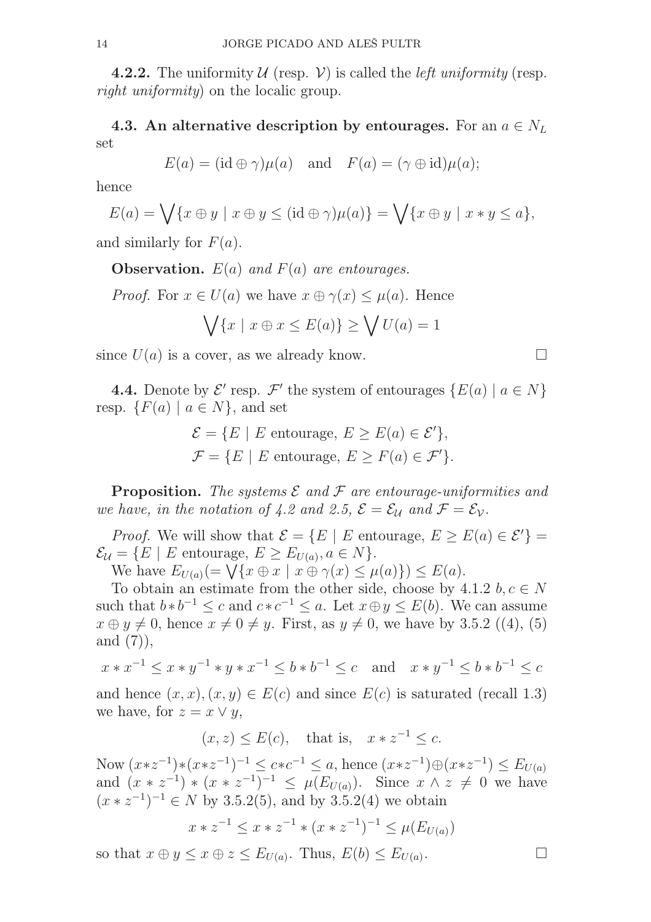**4.2.2.** The uniformity $\mathcal{U}$ (resp. $\mathcal{V}$) is called the *left uniformity* (resp. *right uniformity*) on the localic group.

**4.3. An alternative description by entourages.** For an $a \in N_L$ set

$$E(a) = (\mathrm{id} \oplus \gamma)\mu(a) \quad \text{and} \quad F(a) = (\gamma \oplus \mathrm{id})\mu(a);$$

hence

$$E(a) = \bigvee\{x \oplus y \mid x \oplus y \leq (\mathrm{id} \oplus \gamma)\mu(a)\} = \bigvee\{x \oplus y \mid x * y \leq a\},$$

and similarly for $F(a)$.

**Observation.** *$E(a)$ and $F(a)$ are entourages.*

*Proof.* For $x \in U(a)$ we have $x \oplus \gamma(x) \leq \mu(a)$. Hence

$$\bigvee\{x \mid x \oplus x \leq E(a)\} \geq \bigvee U(a) = 1$$

since $U(a)$ is a cover, as we already know. □

**4.4.** Denote by $\mathcal{E}'$ resp. $\mathcal{F}'$ the system of entourages $\{E(a) \mid a \in N\}$ resp. $\{F(a) \mid a \in N\}$, and set

$$\mathcal{E} = \{E \mid E \text{ entourage}, \ E \geq E(a) \in \mathcal{E}'\},$$
$$\mathcal{F} = \{E \mid E \text{ entourage}, \ E \geq F(a) \in \mathcal{F}'\}.$$

**Proposition.** *The systems $\mathcal{E}$ and $\mathcal{F}$ are entourage-uniformities and we have, in the notation of 4.2 and 2.5, $\mathcal{E} = \mathcal{E}_{\mathcal{U}}$ and $\mathcal{F} = \mathcal{E}_{\mathcal{V}}$.*

*Proof.* We will show that $\mathcal{E} = \{E \mid E \text{ entourage}, \ E \geq E(a) \in \mathcal{E}'\} = \mathcal{E}_{\mathcal{U}} = \{E \mid E \text{ entourage}, \ E \geq E_{U(a)}, a \in N\}$.

We have $E_{U(a)}(= \bigvee\{x \oplus x \mid x \oplus \gamma(x) \leq \mu(a)\}) \leq E(a)$.

To obtain an estimate from the other side, choose by 4.1.2 $b, c \in N$ such that $b * b^{-1} \leq c$ and $c * c^{-1} \leq a$. Let $x \oplus y \leq E(b)$. We can assume $x \oplus y \neq 0$, hence $x \neq 0 \neq y$. First, as $y \neq 0$, we have by 3.5.2 ((4), (5) and (7)),

$$x * x^{-1} \leq x * y^{-1} * y * x^{-1} \leq b * b^{-1} \leq c \quad \text{and} \quad x * y^{-1} \leq b * b^{-1} \leq c$$

and hence $(x, x), (x, y) \in E(c)$ and since $E(c)$ is saturated (recall 1.3) we have, for $z = x \vee y$,

$$(x, z) \leq E(c), \quad \text{that is,} \quad x * z^{-1} \leq c.$$

Now $(x*z^{-1})*(x*z^{-1})^{-1} \leq c*c^{-1} \leq a$, hence $(x*z^{-1}) \oplus (x*z^{-1}) \leq E_{U(a)}$ and $(x * z^{-1}) * (x * z^{-1})^{-1} \leq \mu(E_{U(a)})$. Since $x \wedge z \neq 0$ we have $(x * z^{-1})^{-1} \in N$ by 3.5.2(5), and by 3.5.2(4) we obtain

$$x * z^{-1} \leq x * z^{-1} * (x * z^{-1})^{-1} \leq \mu(E_{U(a)})$$

so that $x \oplus y \leq x \oplus z \leq E_{U(a)}$. Thus, $E(b) \leq E_{U(a)}$. □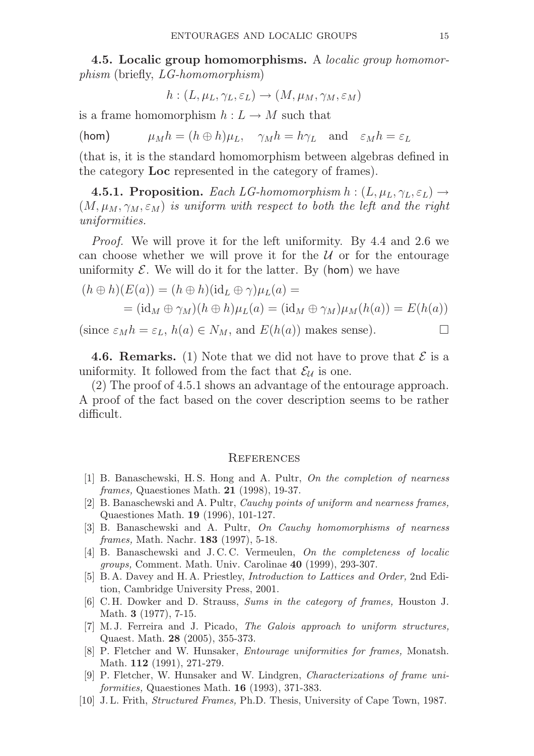**4.5. Localic group homomorphisms.** A *localic group homomorphism* (briefly, *LG-homomorphism*)

$$h : (L, \mu_L, \gamma_L, \varepsilon_L) \to (M, \mu_M, \gamma_M, \varepsilon_M)$$

is a frame homomorphism $h : L \to M$ such that

$$(\mathsf{hom}) \qquad \mu_M h = (h \oplus h)\mu_L, \quad \gamma_M h = h\gamma_L \quad \text{and} \quad \varepsilon_M h = \varepsilon_L$$

(that is, it is the standard homomorphism between algebras defined in the category **Loc** represented in the category of frames).

**4.5.1. Proposition.** *Each LG-homomorphism* $h : (L, \mu_L, \gamma_L, \varepsilon_L) \to (M, \mu_M, \gamma_M, \varepsilon_M)$ *is uniform with respect to both the left and the right uniformities.*

*Proof.* We will prove it for the left uniformity. By 4.4 and 2.6 we can choose whether we will prove it for the $\mathcal{U}$ or for the entourage uniformity $\mathcal{E}$. We will do it for the latter. By (hom) we have

$$\begin{aligned}(h \oplus h)(E(a)) &= (h \oplus h)(\mathrm{id}_L \oplus \gamma)\mu_L(a) = \\ &= (\mathrm{id}_M \oplus \gamma_M)(h \oplus h)\mu_L(a) = (\mathrm{id}_M \oplus \gamma_M)\mu_M(h(a)) = E(h(a))\end{aligned}$$

(since $\varepsilon_M h = \varepsilon_L$, $h(a) \in N_M$, and $E(h(a))$ makes sense). $\square$

**4.6. Remarks.** (1) Note that we did not have to prove that $\mathcal{E}$ is a uniformity. It followed from the fact that $\mathcal{E}_\mathcal{U}$ is one.

(2) The proof of 4.5.1 shows an advantage of the entourage approach. A proof of the fact based on the cover description seems to be rather difficult.

## References

[1] B. Banaschewski, H. S. Hong and A. Pultr, *On the completion of nearness frames,* Quaestiones Math. **21** (1998), 19-37.

[2] B. Banaschewski and A. Pultr, *Cauchy points of uniform and nearness frames,* Quaestiones Math. **19** (1996), 101-127.

[3] B. Banaschewski and A. Pultr, *On Cauchy homomorphisms of nearness frames,* Math. Nachr. **183** (1997), 5-18.

[4] B. Banaschewski and J. C. C. Vermeulen, *On the completeness of localic groups,* Comment. Math. Univ. Carolinae **40** (1999), 293-307.

[5] B. A. Davey and H. A. Priestley, *Introduction to Lattices and Order,* 2nd Edition, Cambridge University Press, 2001.

[6] C. H. Dowker and D. Strauss, *Sums in the category of frames,* Houston J. Math. **3** (1977), 7-15.

[7] M. J. Ferreira and J. Picado, *The Galois approach to uniform structures,* Quaest. Math. **28** (2005), 355-373.

[8] P. Fletcher and W. Hunsaker, *Entourage uniformities for frames,* Monatsh. Math. **112** (1991), 271-279.

[9] P. Fletcher, W. Hunsaker and W. Lindgren, *Characterizations of frame uniformities,* Quaestiones Math. **16** (1993), 371-383.

[10] J. L. Frith, *Structured Frames,* Ph.D. Thesis, University of Cape Town, 1987.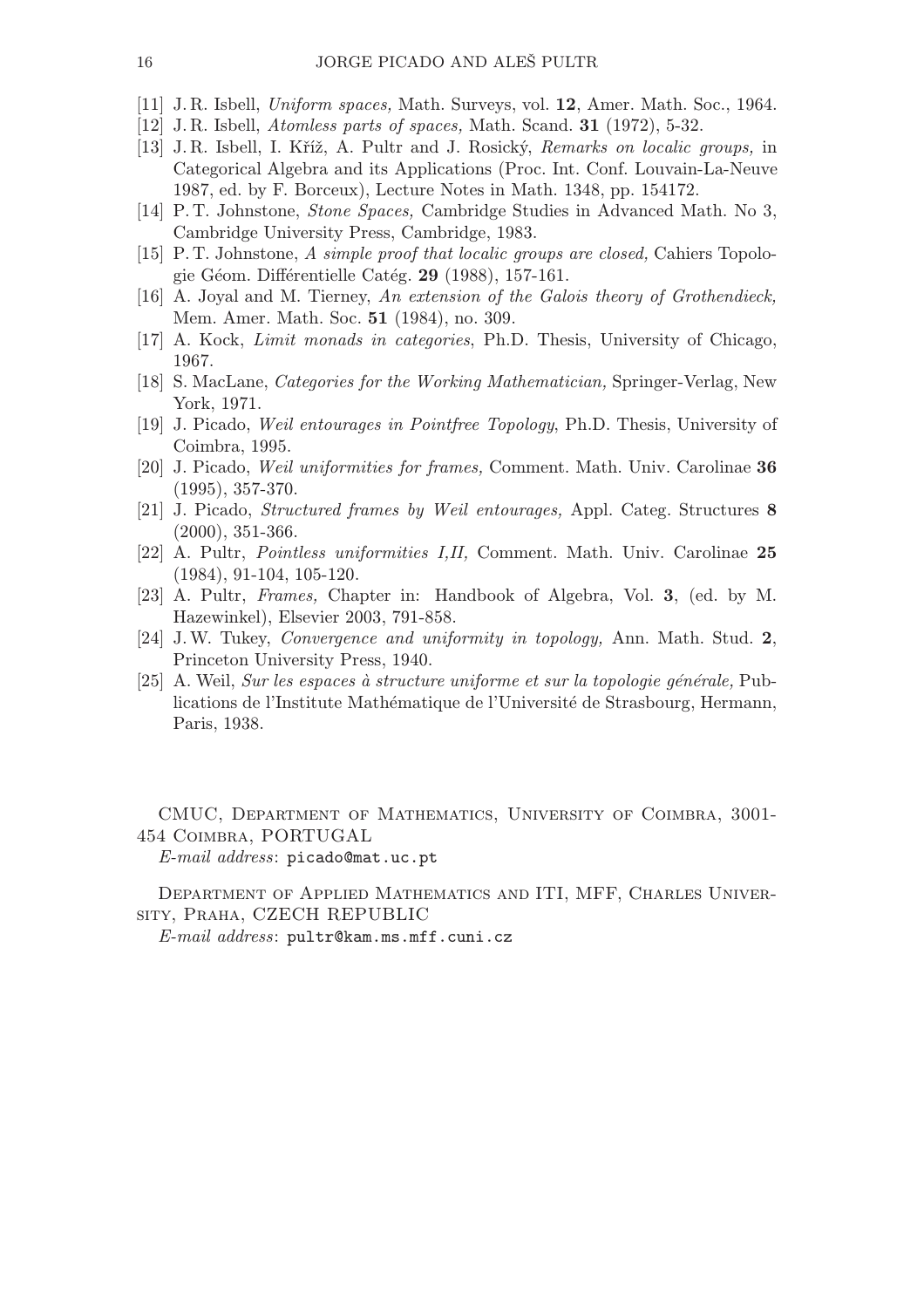[11] J. R. Isbell, *Uniform spaces,* Math. Surveys, vol. **12**, Amer. Math. Soc., 1964.

[12] J. R. Isbell, *Atomless parts of spaces,* Math. Scand. **31** (1972), 5-32.

[13] J. R. Isbell, I. Kříž, A. Pultr and J. Rosický, *Remarks on localic groups,* in Categorical Algebra and its Applications (Proc. Int. Conf. Louvain-La-Neuve 1987, ed. by F. Borceux), Lecture Notes in Math. 1348, pp. 154172.

[14] P. T. Johnstone, *Stone Spaces,* Cambridge Studies in Advanced Math. No 3, Cambridge University Press, Cambridge, 1983.

[15] P. T. Johnstone, *A simple proof that localic groups are closed,* Cahiers Topologie Géom. Différentielle Catég. **29** (1988), 157-161.

[16] A. Joyal and M. Tierney, *An extension of the Galois theory of Grothendieck,* Mem. Amer. Math. Soc. **51** (1984), no. 309.

[17] A. Kock, *Limit monads in categories*, Ph.D. Thesis, University of Chicago, 1967.

[18] S. MacLane, *Categories for the Working Mathematician,* Springer-Verlag, New York, 1971.

[19] J. Picado, *Weil entourages in Pointfree Topology*, Ph.D. Thesis, University of Coimbra, 1995.

[20] J. Picado, *Weil uniformities for frames,* Comment. Math. Univ. Carolinae **36** (1995), 357-370.

[21] J. Picado, *Structured frames by Weil entourages,* Appl. Categ. Structures **8** (2000), 351-366.

[22] A. Pultr, *Pointless uniformities I,II,* Comment. Math. Univ. Carolinae **25** (1984), 91-104, 105-120.

[23] A. Pultr, *Frames,* Chapter in: Handbook of Algebra, Vol. **3**, (ed. by M. Hazewinkel), Elsevier 2003, 791-858.

[24] J. W. Tukey, *Convergence and uniformity in topology,* Ann. Math. Stud. **2**, Princeton University Press, 1940.

[25] A. Weil, *Sur les espaces à structure uniforme et sur la topologie générale,* Publications de l'Institute Mathématique de l'Université de Strasbourg, Hermann, Paris, 1938.

CMUC, Department of Mathematics, University of Coimbra, 3001-454 Coimbra, PORTUGAL

*E-mail address*: picado@mat.uc.pt

Department of Applied Mathematics and ITI, MFF, Charles University, Praha, CZECH REPUBLIC

*E-mail address*: pultr@kam.ms.mff.cuni.cz